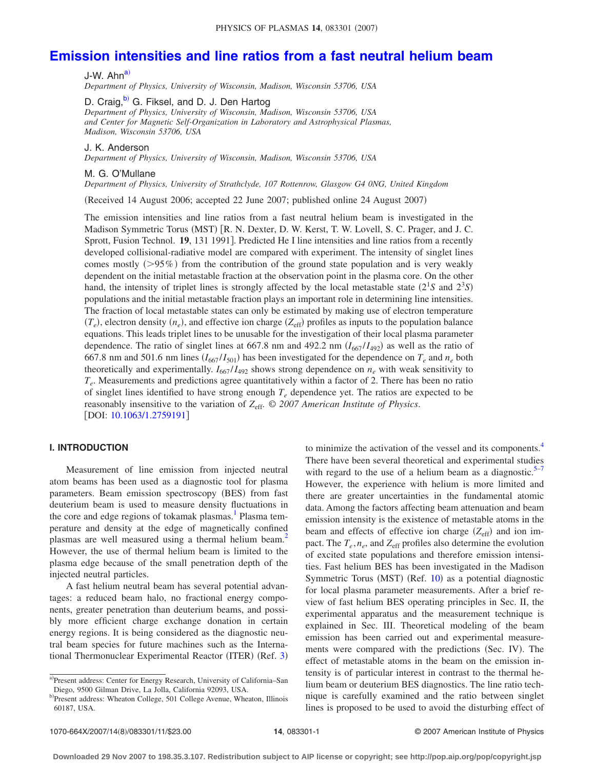# Emission intensities and line ratios from a fast neutral helium beam

J-W. Ahn[a)]
*Department of Physics, University of Wisconsin, Madison, Wisconsin 53706, USA*

D. Craig,[b)] G. Fiksel, and D. J. Den Hartog
*Department of Physics, University of Wisconsin, Madison, Wisconsin 53706, USA and Center for Magnetic Self-Organization in Laboratory and Astrophysical Plasmas, Madison, Wisconsin 53706, USA*

J. K. Anderson
*Department of Physics, University of Wisconsin, Madison, Wisconsin 53706, USA*

M. G. O'Mullane
*Department of Physics, University of Strathclyde, 107 Rottenrow, Glasgow G4 0NG, United Kingdom*

(Received 14 August 2006; accepted 22 June 2007; published online 24 August 2007)

The emission intensities and line ratios from a fast neutral helium beam is investigated in the Madison Symmetric Torus (MST) [R. N. Dexter, D. W. Kerst, T. W. Lovell, S. C. Prager, and J. C. Sprott, Fusion Technol. **19**, 131 1991]. Predicted He I line intensities and line ratios from a recently developed collisional-radiative model are compared with experiment. The intensity of singlet lines comes mostly (>95%) from the contribution of the ground state population and is very weakly dependent on the initial metastable fraction at the observation point in the plasma core. On the other hand, the intensity of triplet lines is strongly affected by the local metastable state ($2^1S$ and $2^3S$) populations and the initial metastable fraction plays an important role in determining line intensities. The fraction of local metastable states can only be estimated by making use of electron temperature ($T_e$), electron density ($n_e$), and effective ion charge ($Z_{\mathrm{eff}}$) profiles as inputs to the population balance equations. This leads triplet lines to be unusable for the investigation of their local plasma parameter dependence. The ratio of singlet lines at 667.8 nm and 492.2 nm ($I_{667}/I_{492}$) as well as the ratio of 667.8 nm and 501.6 nm lines ($I_{667}/I_{501}$) has been investigated for the dependence on $T_e$ and $n_e$ both theoretically and experimentally. $I_{667}/I_{492}$ shows strong dependence on $n_e$ with weak sensitivity to $T_e$. Measurements and predictions agree quantitatively within a factor of 2. There has been no ratio of singlet lines identified to have strong enough $T_e$ dependence yet. The ratios are expected to be reasonably insensitive to the variation of $Z_{\mathrm{eff}}$. *© 2007 American Institute of Physics.* [DOI: 10.1063/1.2759191]

## I. INTRODUCTION

Measurement of line emission from injected neutral atom beams has been used as a diagnostic tool for plasma parameters. Beam emission spectroscopy (BES) from fast deuterium beam is used to measure density fluctuations in the core and edge regions of tokamak plasmas.[1] Plasma temperature and density at the edge of magnetically confined plasmas are well measured using a thermal helium beam.[2] However, the use of thermal helium beam is limited to the plasma edge because of the small penetration depth of the injected neutral particles.

A fast helium neutral beam has several potential advantages: a reduced beam halo, no fractional energy components, greater penetration than deuterium beams, and possibly more efficient charge exchange donation in certain energy regions. It is being considered as the diagnostic neutral beam species for future machines such as the International Thermonuclear Experimental Reactor (ITER) (Ref. 3) to minimize the activation of the vessel and its components.[4] There have been several theoretical and experimental studies with regard to the use of a helium beam as a diagnostic.[5–7] However, the experience with helium is more limited and there are greater uncertainties in the fundamental atomic data. Among the factors affecting beam attenuation and beam emission intensity is the existence of metastable atoms in the beam and effects of effective ion charge ($Z_{\mathrm{eff}}$) and ion impact. The $T_e, n_e$, and $Z_{\mathrm{eff}}$ profiles also determine the evolution of excited state populations and therefore emission intensities. Fast helium BES has been investigated in the Madison Symmetric Torus (MST) (Ref. 10) as a potential diagnostic for local plasma parameter measurements. After a brief review of fast helium BES operating principles in Sec. II, the experimental apparatus and the measurement technique is explained in Sec. III. Theoretical modeling of the beam emission has been carried out and experimental measurements were compared with the predictions (Sec. IV). The effect of metastable atoms in the beam on the emission intensity is of particular interest in contrast to the thermal helium beam or deuterium BES diagnostics. The line ratio technique is carefully examined and the ratio between singlet lines is proposed to be used to avoid the disturbing effect of

---

[a)]Present address: Center for Energy Research, University of California–San Diego, 9500 Gilman Drive, La Jolla, California 92093, USA.

[b)]Present address: Wheaton College, 501 College Avenue, Wheaton, Illinois 60187, USA.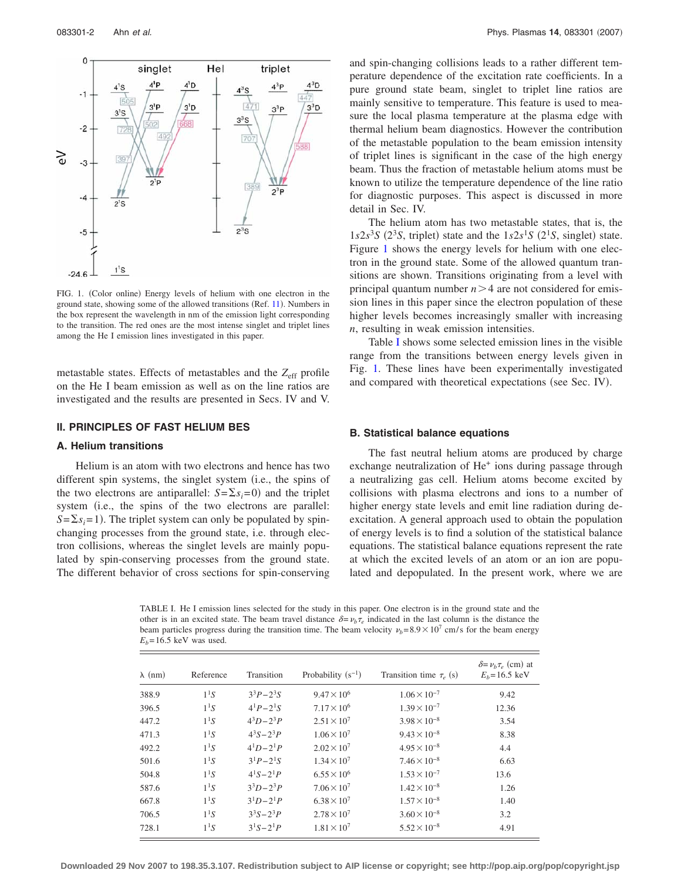FIG. 1. (Color online) Energy levels of helium with one electron in the ground state, showing some of the allowed transitions (Ref. 11). Numbers in the box represent the wavelength in nm of the emission light corresponding to the transition. The red ones are the most intense singlet and triplet lines among the He I emission lines investigated in this paper.

metastable states. Effects of metastables and the $Z_{\mathrm{eff}}$ profile on the He I beam emission as well as on the line ratios are investigated and the results are presented in Secs. IV and V.

## II. PRINCIPLES OF FAST HELIUM BES

### A. Helium transitions

Helium is an atom with two electrons and hence has two different spin systems, the singlet system (i.e., the spins of the two electrons are antiparallel: $S=\Sigma s_i=0$) and the triplet system (i.e., the spins of the two electrons are parallel: $S=\Sigma s_i=1$). The triplet system can only be populated by spin-changing processes from the ground state, i.e. through electron collisions, whereas the singlet levels are mainly populated by spin-conserving processes from the ground state. The different behavior of cross sections for spin-conserving and spin-changing collisions leads to a rather different temperature dependence of the excitation rate coefficients. In a pure ground state beam, singlet to triplet line ratios are mainly sensitive to temperature. This feature is used to measure the local plasma temperature at the plasma edge with thermal helium beam diagnostics. However the contribution of the metastable population to the beam emission intensity of triplet lines is significant in the case of the high energy beam. Thus the fraction of metastable helium atoms must be known to utilize the temperature dependence of the line ratio for diagnostic purposes. This aspect is discussed in more detail in Sec. IV.

The helium atom has two metastable states, that is, the $1s2s^3S$ ($2^3S$, triplet) state and the $1s2s^1S$ ($2^1S$, singlet) state. Figure 1 shows the energy levels for helium with one electron in the ground state. Some of the allowed quantum transitions are shown. Transitions originating from a level with principal quantum number $n>4$ are not considered for emission lines in this paper since the electron population of these higher levels becomes increasingly smaller with increasing $n$, resulting in weak emission intensities.

Table I shows some selected emission lines in the visible range from the transitions between energy levels given in Fig. 1. These lines have been experimentally investigated and compared with theoretical expectations (see Sec. IV).

### B. Statistical balance equations

The fast neutral helium atoms are produced by charge exchange neutralization of $He^+$ ions during passage through a neutralizing gas cell. Helium atoms become excited by collisions with plasma electrons and ions to a number of higher energy state levels and emit line radiation during de-excitation. A general approach used to obtain the population of energy levels is to find a solution of the statistical balance equations. The statistical balance equations represent the rate at which the excited levels of an atom or an ion are populated and depopulated. In the present work, where we are

TABLE I. He I emission lines selected for the study in this paper. One electron is in the ground state and the other is in an excited state. The beam travel distance $\delta=\nu_b\tau_e$ indicated in the last column is the distance the beam particles progress during the transition time. The beam velocity $\nu_b=8.9\times10^7$ cm/s for the beam energy $E_b=16.5$ keV was used.

| λ (nm) | Reference | Transition | Probability ($s^{-1}$) | Transition time $\tau_e$ (s) | $\delta=\nu_b\tau_e$ (cm) at $E_b=16.5$ keV |
|---|---|---|---|---|---|
| 388.9 | $1^1S$ | $3^3P-2^3S$ | $9.47\times10^6$ | $1.06\times10^{-7}$ | 9.42 |
| 396.5 | $1^1S$ | $4^1P-2^1S$ | $7.17\times10^6$ | $1.39\times10^{-7}$ | 12.36 |
| 447.2 | $1^1S$ | $4^3D-2^3P$ | $2.51\times10^7$ | $3.98\times10^{-8}$ | 3.54 |
| 471.3 | $1^1S$ | $4^3S-2^3P$ | $1.06\times10^7$ | $9.43\times10^{-8}$ | 8.38 |
| 492.2 | $1^1S$ | $4^1D-2^1P$ | $2.02\times10^7$ | $4.95\times10^{-8}$ | 4.4 |
| 501.6 | $1^1S$ | $3^1P-2^1S$ | $1.34\times10^7$ | $7.46\times10^{-8}$ | 6.63 |
| 504.8 | $1^1S$ | $4^1S-2^1P$ | $6.55\times10^6$ | $1.53\times10^{-7}$ | 13.6 |
| 587.6 | $1^1S$ | $3^3D-2^3P$ | $7.06\times10^7$ | $1.42\times10^{-8}$ | 1.26 |
| 667.8 | $1^1S$ | $3^1D-2^1P$ | $6.38\times10^7$ | $1.57\times10^{-8}$ | 1.40 |
| 706.5 | $1^1S$ | $3^3S-2^3P$ | $2.78\times10^7$ | $3.60\times10^{-8}$ | 3.2 |
| 728.1 | $1^1S$ | $3^1S-2^1P$ | $1.81\times10^7$ | $5.52\times10^{-8}$ | 4.91 |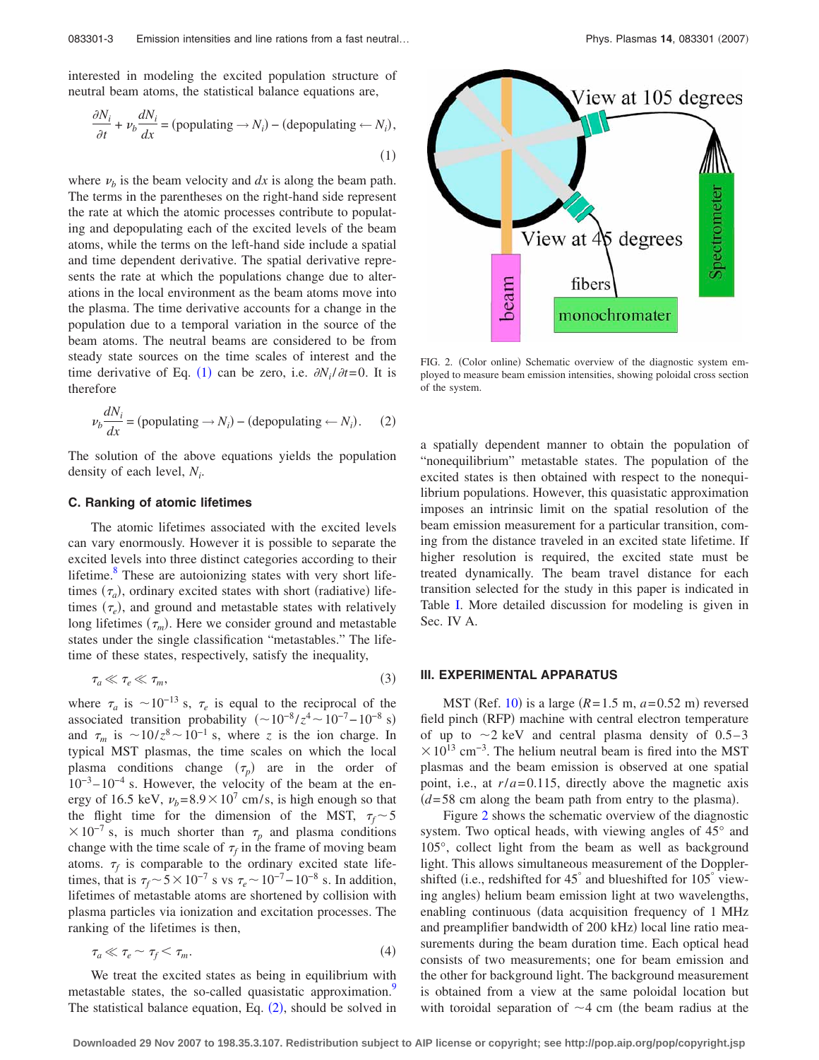interested in modeling the excited population structure of neutral beam atoms, the statistical balance equations are,

$$\frac{\partial N_i}{\partial t} + v_b \frac{dN_i}{dx} = (\text{populating} \rightarrow N_i) - (\text{depopulating} \leftarrow N_i), \tag{1}$$

where $v_b$ is the beam velocity and $dx$ is along the beam path. The terms in the parentheses on the right-hand side represent the rate at which the atomic processes contribute to populating and depopulating each of the excited levels of the beam atoms, while the terms on the left-hand side include a spatial and time dependent derivative. The spatial derivative represents the rate at which the populations change due to alterations in the local environment as the beam atoms move into the plasma. The time derivative accounts for a change in the population due to a temporal variation in the source of the beam atoms. The neutral beams are considered to be from steady state sources on the time scales of interest and the time derivative of Eq. (1) can be zero, i.e. $\partial N_i/\partial t = 0$. It is therefore

$$v_b \frac{dN_i}{dx} = (\text{populating} \rightarrow N_i) - (\text{depopulating} \leftarrow N_i). \tag{2}$$

The solution of the above equations yields the population density of each level, $N_i$.

### C. Ranking of atomic lifetimes

The atomic lifetimes associated with the excited levels can vary enormously. However it is possible to separate the excited levels into three distinct categories according to their lifetime.[8] These are autoionizing states with very short lifetimes ($\tau_a$), ordinary excited states with short (radiative) lifetimes ($\tau_e$), and ground and metastable states with relatively long lifetimes ($\tau_m$). Here we consider ground and metastable states under the single classification "metastables." The lifetime of these states, respectively, satisfy the inequality,

$$\tau_a \ll \tau_e \ll \tau_m, \tag{3}$$

where $\tau_a$ is $\sim 10^{-13}$ s, $\tau_e$ is equal to the reciprocal of the associated transition probability $(\sim 10^{-8}/z^4 \sim 10^{-7} - 10^{-8}$ s) and $\tau_m$ is $\sim 10/z^8 \sim 10^{-1}$ s, where $z$ is the ion charge. In typical MST plasmas, the time scales on which the local plasma conditions change ($\tau_p$) are in the order of $10^{-3} - 10^{-4}$ s. However, the velocity of the beam at the energy of 16.5 keV, $v_b = 8.9 \times 10^7$ cm/s, is high enough so that the flight time for the dimension of the MST, $\tau_f \sim 5 \times 10^{-7}$ s, is much shorter than $\tau_p$ and plasma conditions change with the time scale of $\tau_f$ in the frame of moving beam atoms. $\tau_f$ is comparable to the ordinary excited state lifetimes, that is $\tau_f \sim 5 \times 10^{-7}$ s vs $\tau_e \sim 10^{-7} - 10^{-8}$ s. In addition, lifetimes of metastable atoms are shortened by collision with plasma particles via ionization and excitation processes. The ranking of the lifetimes is then,

$$\tau_a \ll \tau_e \sim \tau_f < \tau_m. \tag{4}$$

We treat the excited states as being in equilibrium with metastable states, the so-called quasistatic approximation.[9] The statistical balance equation, Eq. (2), should be solved in a spatially dependent manner to obtain the population of "nonequilibrium" metastable states. The population of the excited states is then obtained with respect to the nonequilibrium populations. However, this quasistatic approximation imposes an intrinsic limit on the spatial resolution of the beam emission measurement for a particular transition, coming from the distance traveled in an excited state lifetime. If higher resolution is required, the excited state must be treated dynamically. The beam travel distance for each transition selected for the study in this paper is indicated in Table I. More detailed discussion for modeling is given in Sec. IV A.

FIG. 2. (Color online) Schematic overview of the diagnostic system employed to measure beam emission intensities, showing poloidal cross section of the system.

## III. EXPERIMENTAL APPARATUS

MST (Ref. 10) is a large ($R$=1.5 m, $a$=0.52 m) reversed field pinch (RFP) machine with central electron temperature of up to $\sim$2 keV and central plasma density of 0.5–3 $\times 10^{13}$ cm$^{-3}$. The helium neutral beam is fired into the MST plasmas and the beam emission is observed at one spatial point, i.e., at $r/a$=0.115, directly above the magnetic axis ($d$=58 cm along the beam path from entry to the plasma).

Figure 2 shows the schematic overview of the diagnostic system. Two optical heads, with viewing angles of 45° and 105°, collect light from the beam as well as background light. This allows simultaneous measurement of the Doppler-shifted (i.e., redshifted for 45° and blueshifted for 105° viewing angles) helium beam emission light at two wavelengths, enabling continuous (data acquisition frequency of 1 MHz and preamplifier bandwidth of 200 kHz) local line ratio measurements during the beam duration time. Each optical head consists of two measurements; one for beam emission and the other for background light. The background measurement is obtained from a view at the same poloidal location but with toroidal separation of $\sim$4 cm (the beam radius at the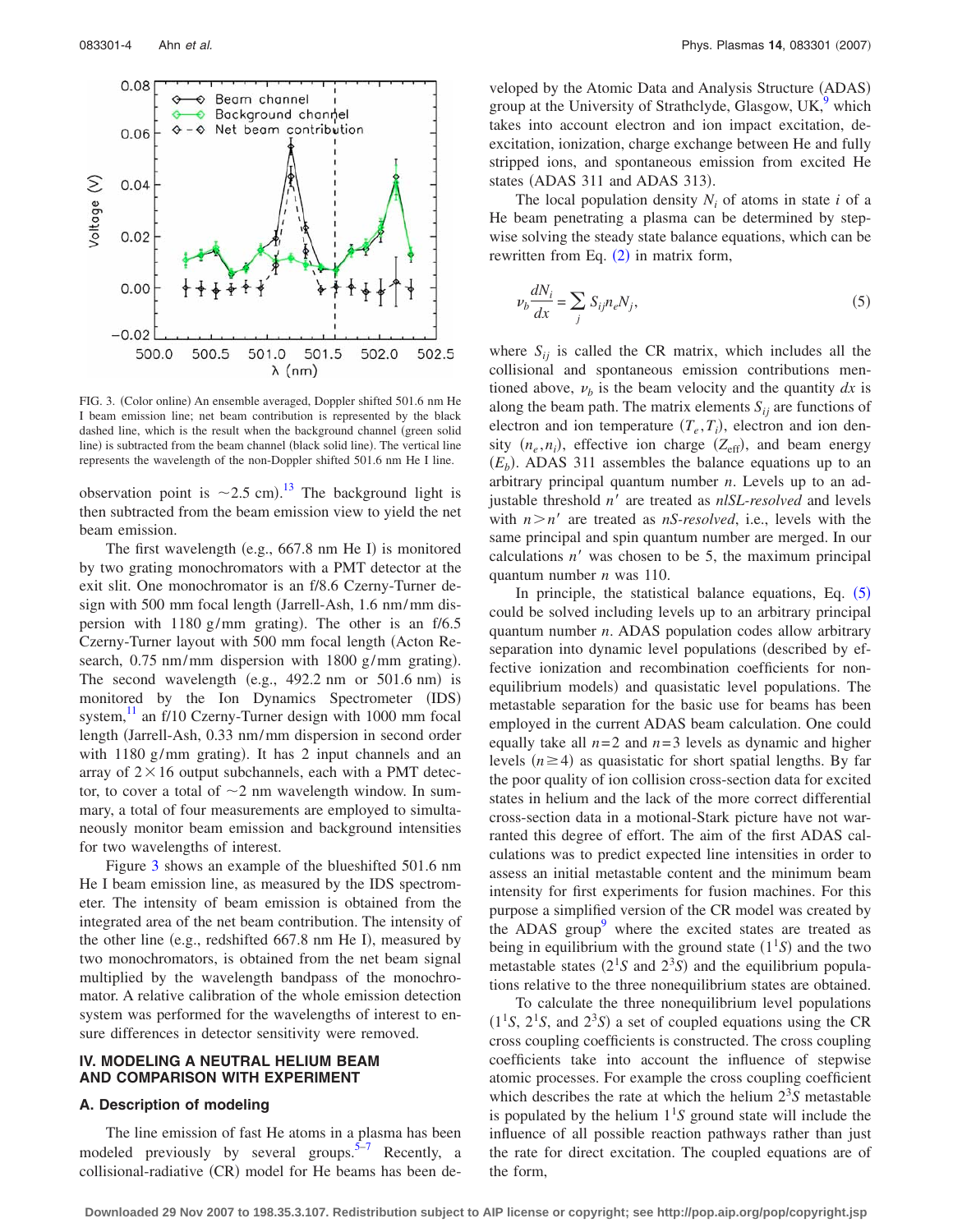FIG. 3. (Color online) An ensemble averaged, Doppler shifted 501.6 nm He I beam emission line; net beam contribution is represented by the black dashed line, which is the result when the background channel (green solid line) is subtracted from the beam channel (black solid line). The vertical line represents the wavelength of the non-Doppler shifted 501.6 nm He I line.

observation point is ~2.5 cm).[13] The background light is then subtracted from the beam emission view to yield the net beam emission.

The first wavelength (e.g., 667.8 nm He I) is monitored by two grating monochromators with a PMT detector at the exit slit. One monochromator is an f/8.6 Czerny-Turner design with 500 mm focal length (Jarrell-Ash, 1.6 nm/mm dispersion with 1180 g/mm grating). The other is an f/6.5 Czerny-Turner layout with 500 mm focal length (Acton Research, 0.75 nm/mm dispersion with 1800 g/mm grating). The second wavelength (e.g., 492.2 nm or 501.6 nm) is monitored by the Ion Dynamics Spectrometer (IDS) system,[11] an f/10 Czerny-Turner design with 1000 mm focal length (Jarrell-Ash, 0.33 nm/mm dispersion in second order with 1180 g/mm grating). It has 2 input channels and an array of 2×16 output subchannels, each with a PMT detector, to cover a total of ~2 nm wavelength window. In summary, a total of four measurements are employed to simultaneously monitor beam emission and background intensities for two wavelengths of interest.

Figure 3 shows an example of the blueshifted 501.6 nm He I beam emission line, as measured by the IDS spectrometer. The intensity of beam emission is obtained from the integrated area of the net beam contribution. The intensity of the other line (e.g., redshifted 667.8 nm He I), measured by two monochromators, is obtained from the net beam signal multiplied by the wavelength bandpass of the monochromator. A relative calibration of the whole emission detection system was performed for the wavelengths of interest to ensure differences in detector sensitivity were removed.

## IV. MODELING A NEUTRAL HELIUM BEAM AND COMPARISON WITH EXPERIMENT

### A. Description of modeling

The line emission of fast He atoms in a plasma has been modeled previously by several groups.[5–7] Recently, a collisional-radiative (CR) model for He beams has been developed by the Atomic Data and Analysis Structure (ADAS) group at the University of Strathclyde, Glasgow, UK,[9] which takes into account electron and ion impact excitation, deexcitation, ionization, charge exchange between He and fully stripped ions, and spontaneous emission from excited He states (ADAS 311 and ADAS 313).

The local population density $N_i$ of atoms in state $i$ of a He beam penetrating a plasma can be determined by stepwise solving the steady state balance equations, which can be rewritten from Eq. (2) in matrix form,

$$v_b \frac{dN_i}{dx} = \sum_j S_{ij} n_e N_j, \tag{5}$$

where $S_{ij}$ is called the CR matrix, which includes all the collisional and spontaneous emission contributions mentioned above, $v_b$ is the beam velocity and the quantity $dx$ is along the beam path. The matrix elements $S_{ij}$ are functions of electron and ion temperature $(T_e, T_i)$, electron and ion density $(n_e, n_i)$, effective ion charge $(Z_{\text{eff}})$, and beam energy $(E_b)$. ADAS 311 assembles the balance equations up to an arbitrary principal quantum number $n$. Levels up to an adjustable threshold $n'$ are treated as *nlSL-resolved* and levels with $n > n'$ are treated as *nS-resolved*, i.e., levels with the same principal and spin quantum number are merged. In our calculations $n'$ was chosen to be 5, the maximum principal quantum number $n$ was 110.

In principle, the statistical balance equations, Eq. (5) could be solved including levels up to an arbitrary principal quantum number $n$. ADAS population codes allow arbitrary separation into dynamic level populations (described by effective ionization and recombination coefficients for nonequilibrium models) and quasistatic level populations. The metastable separation for the basic use for beams has been employed in the current ADAS beam calculation. One could equally take all $n=2$ and $n=3$ levels as dynamic and higher levels $(n \geq 4)$ as quasistatic for short spatial lengths. By far the poor quality of ion collision cross-section data for excited states in helium and the lack of the more correct differential cross-section data in a motional-Stark picture have not warranted this degree of effort. The aim of the first ADAS calculations was to predict expected line intensities in order to assess an initial metastable content and the minimum beam intensity for first experiments for fusion machines. For this purpose a simplified version of the CR model was created by the ADAS group[9] where the excited states are treated as being in equilibrium with the ground state $(1^1S)$ and the two metastable states $(2^1S$ and $2^3S)$ and the equilibrium populations relative to the three nonequilibrium states are obtained.

To calculate the three nonequilibrium level populations $(1^1S$, $2^1S$, and $2^3S)$ a set of coupled equations using the CR cross coupling coefficients is constructed. The cross coupling coefficients take into account the influence of stepwise atomic processes. For example the cross coupling coefficient which describes the rate at which the helium $2^3S$ metastable is populated by the helium $1^1S$ ground state will include the influence of all possible reaction pathways rather than just the rate for direct excitation. The coupled equations are of the form,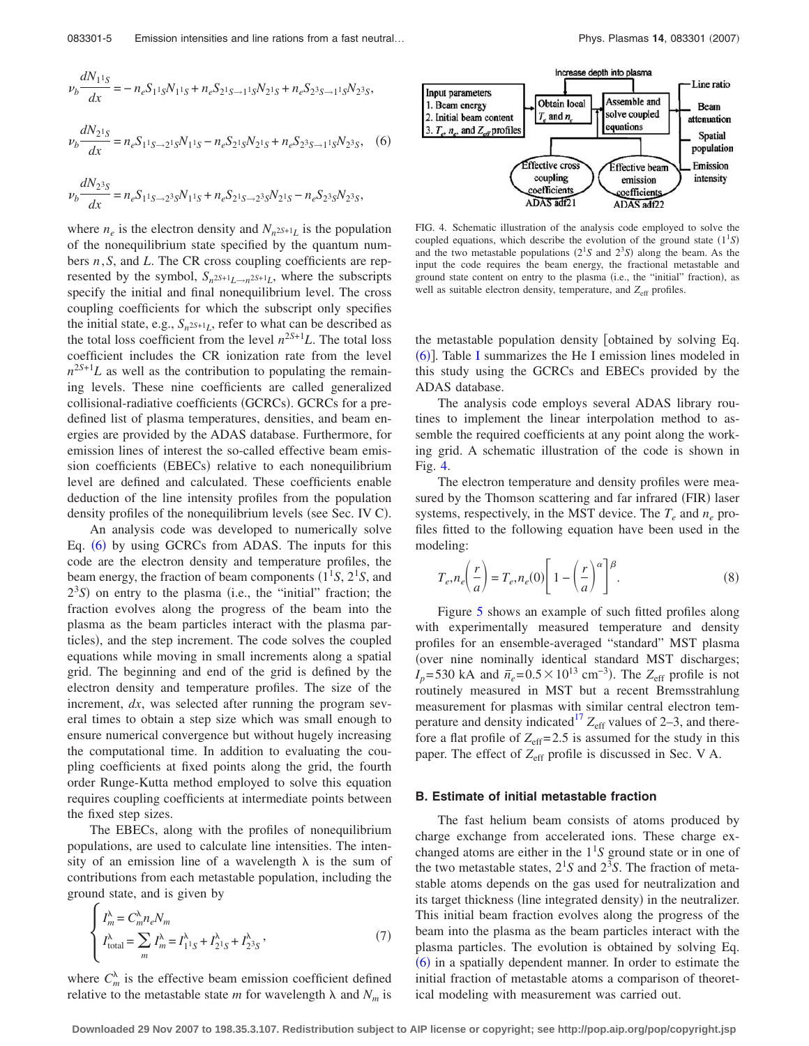$$\nu_b \frac{dN_{1^1S}}{dx} = -n_e S_{1^1S} N_{1^1S} + n_e S_{2^1S\to 1^1S} N_{2^1S} + n_e S_{2^3S\to 1^1S} N_{2^3S},$$

$$\nu_b \frac{dN_{2^1S}}{dx} = n_e S_{1^1S\to 2^1S} N_{1^1S} - n_e S_{2^1S} N_{2^1S} + n_e S_{2^3S\to 1^1S} N_{2^3S}, \quad (6)$$

$$\nu_b \frac{dN_{2^3S}}{dx} = n_e S_{1^1S\to 2^3S} N_{1^1S} + n_e S_{2^1S\to 2^3S} N_{2^1S} - n_e S_{2^3S} N_{2^3S},$$

where $n_e$ is the electron density and $N_{n^{2S+1}L}$ is the population of the nonequilibrium state specified by the quantum numbers $n, S$, and $L$. The CR cross coupling coefficients are represented by the symbol, $S_{n^{2S+1}L\to n^{2S+1}L}$, where the subscripts specify the initial and final nonequilibrium level. The cross coupling coefficients for which the subscript only specifies the initial state, e.g., $S_{n^{2S+1}L}$, refer to what can be described as the total loss coefficient from the level $n^{2S+1}L$. The total loss coefficient includes the CR ionization rate from the level $n^{2S+1}L$ as well as the contribution to populating the remaining levels. These nine coefficients are called generalized collisional-radiative coefficients (GCRCs). GCRCs for a predefined list of plasma temperatures, densities, and beam energies are provided by the ADAS database. Furthermore, for emission lines of interest the so-called effective beam emission coefficients (EBECs) relative to each nonequilibrium level are defined and calculated. These coefficients enable deduction of the line intensity profiles from the population density profiles of the nonequilibrium levels (see Sec. IV C).

An analysis code was developed to numerically solve Eq. (6) by using GCRCs from ADAS. The inputs for this code are the electron density and temperature profiles, the beam energy, the fraction of beam components ($1^1S$, $2^1S$, and $2^3S$) on entry to the plasma (i.e., the "initial" fraction; the fraction evolves along the progress of the beam into the plasma as the beam particles interact with the plasma particles), and the step increment. The code solves the coupled equations while moving in small increments along a spatial grid. The beginning and end of the grid is defined by the electron density and temperature profiles. The size of the increment, $dx$, was selected after running the program several times to obtain a step size which was small enough to ensure numerical convergence but without hugely increasing the computational time. In addition to evaluating the coupling coefficients at fixed points along the grid, the fourth order Runge-Kutta method employed to solve this equation requires coupling coefficients at intermediate points between the fixed step sizes.

The EBECs, along with the profiles of nonequilibrium populations, are used to calculate line intensities. The intensity of an emission line of a wavelength $\lambda$ is the sum of contributions from each metastable population, including the ground state, and is given by

$$\begin{cases} I_m^\lambda = C_m^\lambda n_e N_m \\ I_{\text{total}}^\lambda = \sum_m I_m^\lambda = I_{1^1S}^\lambda + I_{2^1S}^\lambda + I_{2^3S}^\lambda \end{cases}, \quad (7)$$

where $C_m^\lambda$ is the effective beam emission coefficient defined relative to the metastable state $m$ for wavelength $\lambda$ and $N_m$ is the metastable population density [obtained by solving Eq. (6)]. Table I summarizes the He I emission lines modeled in this study using the GCRCs and EBECs provided by the ADAS database.

The analysis code employs several ADAS library routines to implement the linear interpolation method to assemble the required coefficients at any point along the working grid. A schematic illustration of the code is shown in Fig. 4.

FIG. 4. Schematic illustration of the analysis code employed to solve the coupled equations, which describe the evolution of the ground state ($1^1S$) and the two metastable populations ($2^1S$ and $2^3S$) along the beam. As the input the code requires the beam energy, the fractional metastable and ground state content on entry to the plasma (i.e., the "initial" fraction), as well as suitable electron density, temperature, and $Z_{\text{eff}}$ profiles.

The electron temperature and density profiles were measured by the Thomson scattering and far infrared (FIR) laser systems, respectively, in the MST device. The $T_e$ and $n_e$ profiles fitted to the following equation have been used in the modeling:

$$T_e, n_e\left(\frac{r}{a}\right) = T_e, n_e(0)\left[1 - \left(\frac{r}{a}\right)^\alpha\right]^\beta. \quad (8)$$

Figure 5 shows an example of such fitted profiles along with experimentally measured temperature and density profiles for an ensemble-averaged "standard" MST plasma (over nine nominally identical standard MST discharges; $I_p = 530$ kA and $\bar{n}_e = 0.5 \times 10^{13}$ cm$^{-3}$). The $Z_{\text{eff}}$ profile is not routinely measured in MST but a recent Bremsstrahlung measurement for plasmas with similar central electron temperature and density indicated[17] $Z_{\text{eff}}$ values of 2–3, and therefore a flat profile of $Z_{\text{eff}} = 2.5$ is assumed for the study in this paper. The effect of $Z_{\text{eff}}$ profile is discussed in Sec. V A.

### B. Estimate of initial metastable fraction

The fast helium beam consists of atoms produced by charge exchange from accelerated ions. These charge exchanged atoms are either in the $1^1S$ ground state or in one of the two metastable states, $2^1S$ and $2^3S$. The fraction of metastable atoms depends on the gas used for neutralization and its target thickness (line integrated density) in the neutralizer. This initial beam fraction evolves along the progress of the beam into the plasma as the beam particles interact with the plasma particles. The evolution is obtained by solving Eq. (6) in a spatially dependent manner. In order to estimate the initial fraction of metastable atoms a comparison of theoretical modeling with measurement was carried out.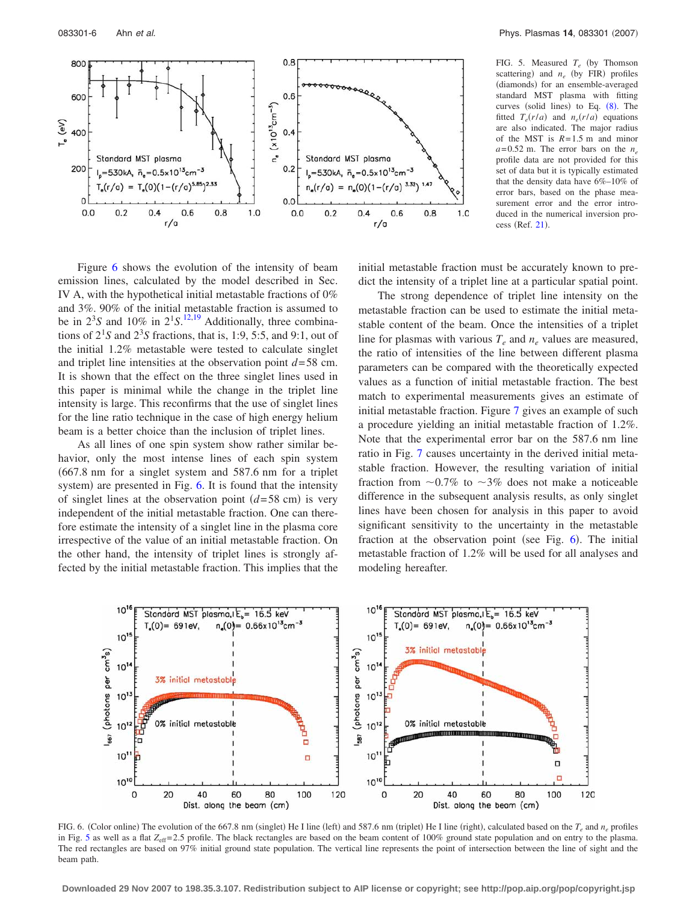FIG. 5. Measured $T_e$ (by Thomson scattering) and $n_e$ (by FIR) profiles (diamonds) for an ensemble-averaged standard MST plasma with fitting curves (solid lines) to Eq. (8). The fitted $T_e(r/a)$ and $n_e(r/a)$ equations are also indicated. The major radius of the MST is $R$=1.5 m and minor $a$=0.52 m. The error bars on the $n_e$ profile data are not provided for this set of data but it is typically estimated that the density data have 6%–10% of error bars, based on the phase measurement error and the error introduced in the numerical inversion process (Ref. 21).

Figure 6 shows the evolution of the intensity of beam emission lines, calculated by the model described in Sec. IV A, with the hypothetical initial metastable fractions of 0% and 3%. 90% of the initial metastable fraction is assumed to be in $2^3S$ and 10% in $2^1S$.[12,19] Additionally, three combinations of $2^1S$ and $2^3S$ fractions, that is, 1:9, 5:5, and 9:1, out of the initial 1.2% metastable were tested to calculate singlet and triplet line intensities at the observation point $d$=58 cm. It is shown that the effect on the three singlet lines used in this paper is minimal while the change in the triplet line intensity is large. This reconfirms that the use of singlet lines for the line ratio technique in the case of high energy helium beam is a better choice than the inclusion of triplet lines.

As all lines of one spin system show rather similar behavior, only the most intense lines of each spin system (667.8 nm for a singlet system and 587.6 nm for a triplet system) are presented in Fig. 6. It is found that the intensity of singlet lines at the observation point ($d$=58 cm) is very independent of the initial metastable fraction. One can therefore estimate the intensity of a singlet line in the plasma core irrespective of the value of an initial metastable fraction. On the other hand, the intensity of triplet lines is strongly affected by the initial metastable fraction. This implies that the initial metastable fraction must be accurately known to predict the intensity of a triplet line at a particular spatial point.

The strong dependence of triplet line intensity on the metastable fraction can be used to estimate the initial metastable content of the beam. Once the intensities of a triplet line for plasmas with various $T_e$ and $n_e$ values are measured, the ratio of intensities of the line between different plasma parameters can be compared with the theoretically expected values as a function of initial metastable fraction. The best match to experimental measurements gives an estimate of initial metastable fraction. Figure 7 gives an example of such a procedure yielding an initial metastable fraction of 1.2%. Note that the experimental error bar on the 587.6 nm line ratio in Fig. 7 causes uncertainty in the derived initial metastable fraction. However, the resulting variation of initial fraction from ~0.7% to ~3% does not make a noticeable difference in the subsequent analysis results, as only singlet lines have been chosen for analysis in this paper to avoid significant sensitivity to the uncertainty in the metastable fraction at the observation point (see Fig. 6). The initial metastable fraction of 1.2% will be used for all analyses and modeling hereafter.

FIG. 6. (Color online) The evolution of the 667.8 nm (singlet) He I line (left) and 587.6 nm (triplet) He I line (right), calculated based on the $T_e$ and $n_e$ profiles in Fig. 5 as well as a flat $Z_{\text{eff}}$=2.5 profile. The black rectangles are based on the beam content of 100% ground state population and on entry to the plasma. The red rectangles are based on 97% initial ground state population. The vertical line represents the point of intersection between the line of sight and the beam path.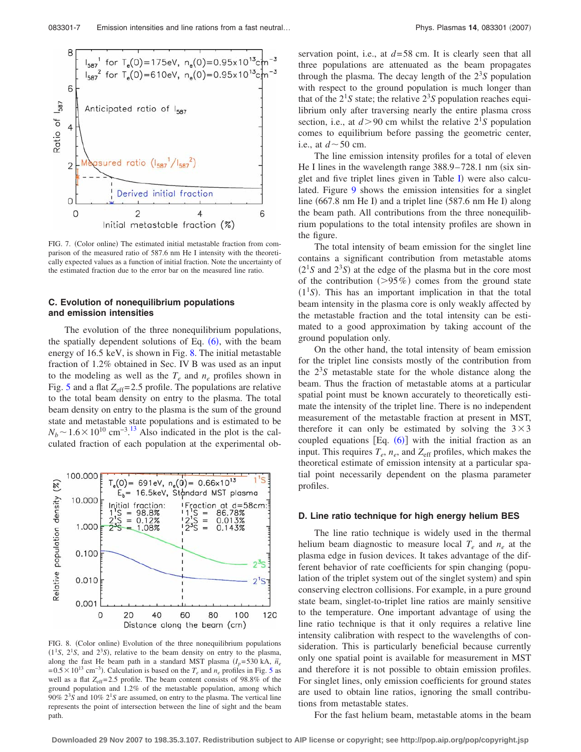FIG. 7. (Color online) The estimated initial metastable fraction from comparison of the measured ratio of 587.6 nm He I intensity with the theoretically expected values as a function of initial fraction. Note the uncertainty of the estimated fraction due to the error bar on the measured line ratio.

### C. Evolution of nonequilibrium populations and emission intensities

The evolution of the three nonequilibrium populations, the spatially dependent solutions of Eq. (6), with the beam energy of 16.5 keV, is shown in Fig. 8. The initial metastable fraction of 1.2% obtained in Sec. IV B was used as an input to the modeling as well as the $T_e$ and $n_e$ profiles shown in Fig. 5 and a flat $Z_{\mathrm{eff}}=2.5$ profile. The populations are relative to the total beam density on entry to the plasma. The total beam density on entry to the plasma is the sum of the ground state and metastable state populations and is estimated to be $N_b \sim 1.6\times10^{10}$ cm$^{-3}$.[13] Also indicated in the plot is the calculated fraction of each population at the experimental observation point, i.e., at $d=58$ cm. It is clearly seen that all three populations are attenuated as the beam propagates through the plasma. The decay length of the $2^3S$ population with respect to the ground population is much longer than that of the $2^1S$ state; the relative $2^3S$ population reaches equilibrium only after traversing nearly the entire plasma cross section, i.e., at $d>90$ cm whilst the relative $2^1S$ population comes to equilibrium before passing the geometric center, i.e., at $d\sim50$ cm.

FIG. 8. (Color online) Evolution of the three nonequilibrium populations ($1^1S$, $2^1S$, and $2^3S$), relative to the beam density on entry to the plasma, along the fast He beam path in a standard MST plasma ($I_p=530$ kA, $\bar{n}_e=0.5\times10^{13}$ cm$^{-3}$). Calculation is based on the $T_e$ and $n_e$ profiles in Fig. 5 as well as a flat $Z_{\mathrm{eff}}=2.5$ profile. The beam content consists of 98.8% of the ground population and 1.2% of the metastable population, among which 90% $2^3S$ and 10% $2^1S$ are assumed, on entry to the plasma. The vertical line represents the point of intersection between the line of sight and the beam path.

The line emission intensity profiles for a total of eleven He I lines in the wavelength range 388.9–728.1 nm (six singlet and five triplet lines given in Table I) were also calculated. Figure 9 shows the emission intensities for a singlet line (667.8 nm He I) and a triplet line (587.6 nm He I) along the beam path. All contributions from the three nonequilibrium populations to the total intensity profiles are shown in the figure.

The total intensity of beam emission for the singlet line contains a significant contribution from metastable atoms ($2^1S$ and $2^3S$) at the edge of the plasma but in the core most of the contribution (>95%) comes from the ground state ($1^1S$). This has an important implication in that the total beam intensity in the plasma core is only weakly affected by the metastable fraction and the total intensity can be estimated to a good approximation by taking account of the ground population only.

On the other hand, the total intensity of beam emission for the triplet line consists mostly of the contribution from the $2^3S$ metastable state for the whole distance along the beam. Thus the fraction of metastable atoms at a particular spatial point must be known accurately to theoretically estimate the intensity of the triplet line. There is no independent measurement of the metastable fraction at present in MST, therefore it can only be estimated by solving the $3\times3$ coupled equations [Eq. (6)] with the initial fraction as an input. This requires $T_e$, $n_e$, and $Z_{\mathrm{eff}}$ profiles, which makes the theoretical estimate of emission intensity at a particular spatial point necessarily dependent on the plasma parameter profiles.

### D. Line ratio technique for high energy helium BES

The line ratio technique is widely used in the thermal helium beam diagnostic to measure local $T_e$ and $n_e$ at the plasma edge in fusion devices. It takes advantage of the different behavior of rate coefficients for spin changing (population of the triplet system out of the singlet system) and spin conserving electron collisions. For example, in a pure ground state beam, singlet-to-triplet line ratios are mainly sensitive to the temperature. One important advantage of using the line ratio technique is that it only requires a relative line intensity calibration with respect to the wavelengths of consideration. This is particularly beneficial because currently only one spatial point is available for measurement in MST and therefore it is not possible to obtain emission profiles. For singlet lines, only emission coefficients for ground states are used to obtain line ratios, ignoring the small contributions from metastable states.

For the fast helium beam, metastable atoms in the beam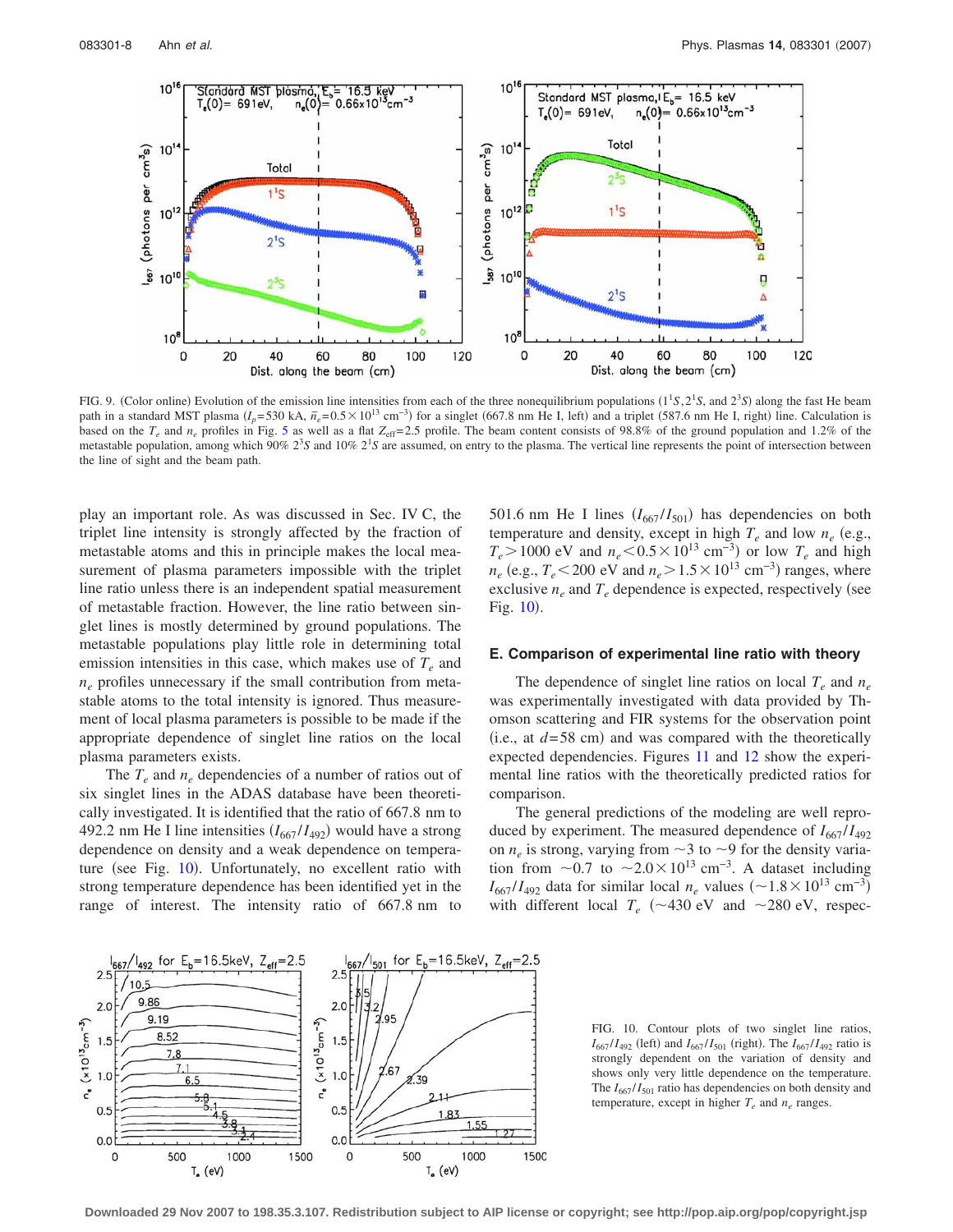FIG. 9. (Color online) Evolution of the emission line intensities from each of the three nonequilibrium populations ($1^1S, 2^1S$, and $2^3S$) along the fast He beam path in a standard MST plasma ($I_p$=530 kA, $\bar{n}_e$=0.5×$10^{13}$ cm$^{-3}$) for a singlet (667.8 nm He I, left) and a triplet (587.6 nm He I, right) line. Calculation is based on the $T_e$ and $n_e$ profiles in Fig. 5 as well as a flat $Z_{eff}$=2.5 profile. The beam content consists of 98.8% of the ground population and 1.2% of the metastable population, among which 90% $2^3S$ and 10% $2^1S$ are assumed, on entry to the plasma. The vertical line represents the point of intersection between the line of sight and the beam path.

play an important role. As was discussed in Sec. IV C, the triplet line intensity is strongly affected by the fraction of metastable atoms and this in principle makes the local measurement of plasma parameters impossible with the triplet line ratio unless there is an independent spatial measurement of metastable fraction. However, the line ratio between singlet lines is mostly determined by ground populations. The metastable populations play little role in determining total emission intensities in this case, which makes use of $T_e$ and $n_e$ profiles unnecessary if the small contribution from metastable atoms to the total intensity is ignored. Thus measurement of local plasma parameters is possible to be made if the appropriate dependence of singlet line ratios on the local plasma parameters exists.

The $T_e$ and $n_e$ dependencies of a number of ratios out of six singlet lines in the ADAS database have been theoretically investigated. It is identified that the ratio of 667.8 nm to 492.2 nm He I line intensities ($I_{667}/I_{492}$) would have a strong dependence on density and a weak dependence on temperature (see Fig. 10). Unfortunately, no excellent ratio with strong temperature dependence has been identified yet in the range of interest. The intensity ratio of 667.8 nm to 501.6 nm He I lines ($I_{667}/I_{501}$) has dependencies on both temperature and density in high $T_e$ and low $n_e$ (e.g., $T_e > 1000$ eV and $n_e < 0.5 \times 10^{13}$ cm$^{-3}$) or low $T_e$ and high $n_e$ (e.g., $T_e < 200$ eV and $n_e > 1.5 \times 10^{13}$ cm$^{-3}$) ranges, where exclusive $n_e$ and $T_e$ dependence is expected, respectively (see Fig. 10).

### E. Comparison of experimental line ratio with theory

The dependence of singlet line ratios on local $T_e$ and $n_e$ was experimentally investigated with data provided by Thomson scattering and FIR systems for the observation point (i.e., at $d$=58 cm) and was compared with the theoretically expected dependencies. Figures 11 and 12 show the experimental line ratios with the theoretically predicted ratios for comparison.

The general predictions of the modeling are well reproduced by experiment. The measured dependence of $I_{667}/I_{492}$ on $n_e$ is strong, varying from ~3 to ~9 for the density variation from ~0.7 to ~2.0×$10^{13}$ cm$^{-3}$. A dataset including $I_{667}/I_{492}$ data for similar local $n_e$ values (~1.8×$10^{13}$ cm$^{-3}$) with different local $T_e$ (~430 eV and ~280 eV, respec-

FIG. 10. Contour plots of two singlet line ratios, $I_{667}/I_{492}$ (left) and $I_{667}/I_{501}$ (right). The $I_{667}/I_{492}$ ratio is strongly dependent on the variation of density and shows only very little dependence on the temperature. The $I_{667}/I_{501}$ ratio has dependencies on both density and temperature, except in higher $T_e$ and $n_e$ ranges.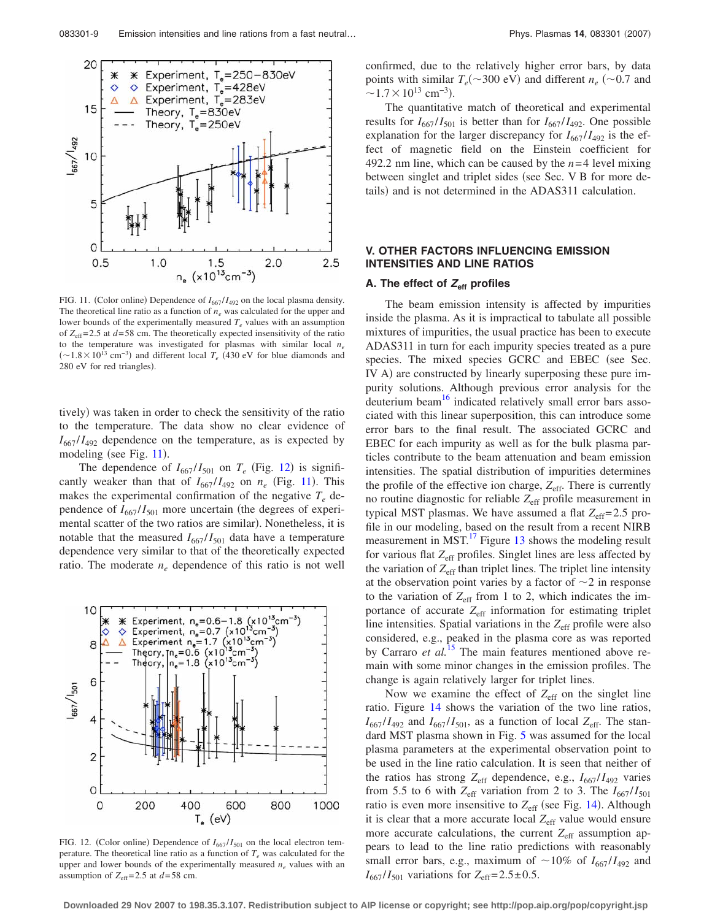FIG. 11. (Color online) Dependence of $I_{667}/I_{492}$ on the local plasma density. The theoretical line ratio as a function of $n_e$ was calculated for the upper and lower bounds of the experimentally measured $T_e$ values with an assumption of $Z_{eff}$=2.5 at $d$=58 cm. The theoretically expected insensitivity of the ratio to the temperature was investigated for plasmas with similar local $n_e$ ($\sim 1.8 \times 10^{13}$ cm$^{-3}$) and different local $T_e$ (430 eV for blue diamonds and 280 eV for red triangles).

tively) was taken in order to check the sensitivity of the ratio to the temperature. The data show no clear evidence of $I_{667}/I_{492}$ dependence on the temperature, as is expected by modeling (see Fig. 11).

The dependence of $I_{667}/I_{501}$ on $T_e$ (Fig. 12) is significantly weaker than that of $I_{667}/I_{492}$ on $n_e$ (Fig. 11). This makes the experimental confirmation of the negative $T_e$ dependence of $I_{667}/I_{501}$ more uncertain (the degrees of experimental scatter of the two ratios are similar). Nonetheless, it is notable that the measured $I_{667}/I_{501}$ data have a temperature dependence very similar to that of the theoretically expected ratio. The moderate $n_e$ dependence of this ratio is not well confirmed, due to the relatively higher error bars, by data points with similar $T_e$($\sim$300 eV) and different $n_e$ ($\sim$0.7 and $\sim 1.7 \times 10^{13}$ cm$^{-3}$).

FIG. 12. (Color online) Dependence of $I_{667}/I_{501}$ on the local electron temperature. The theoretical line ratio as a function of $T_e$ was calculated for the upper and lower bounds of the experimentally measured $n_e$ values with an assumption of $Z_{eff}$=2.5 at $d$=58 cm.

The quantitative match of theoretical and experimental results for $I_{667}/I_{501}$ is better than for $I_{667}/I_{492}$. One possible explanation for the larger discrepancy for $I_{667}/I_{492}$ is the effect of magnetic field on the Einstein coefficient for 492.2 nm line, which can be caused by the $n$=4 level mixing between singlet and triplet sides (see Sec. V B for more details) and is not determined in the ADAS311 calculation.

## V. OTHER FACTORS INFLUENCING EMISSION INTENSITIES AND LINE RATIOS

### A. The effect of $Z_{eff}$ profiles

The beam emission intensity is affected by impurities inside the plasma. As it is impractical to tabulate all possible mixtures of impurities, the usual practice has been to execute ADAS311 in turn for each impurity species treated as a pure species. The mixed species GCRC and EBEC (see Sec. IV A) are constructed by linearly superposing these pure impurity solutions. Although previous error analysis for the deuterium beam[16] indicated relatively small error bars associated with this linear superposition, this can introduce some error bars to the final result. The associated GCRC and EBEC for each impurity as well as for the bulk plasma particles contribute to the beam attenuation and beam emission intensities. The spatial distribution of impurities determines the profile of the effective ion charge, $Z_{eff}$. There is currently no routine diagnostic for reliable $Z_{eff}$ profile measurement in typical MST plasmas. We have assumed a flat $Z_{eff}$=2.5 profile in our modeling, based on the result from a recent NIRB measurement in MST.[17] Figure 13 shows the modeling result for various flat $Z_{eff}$ profiles. Singlet lines are less affected by the variation of $Z_{eff}$ than triplet lines. The triplet line intensity at the observation point varies by a factor of $\sim$2 in response to the variation of $Z_{eff}$ from 1 to 2, which indicates the importance of accurate $Z_{eff}$ information for estimating triplet line intensities. Spatial variations in the $Z_{eff}$ profile were also considered, e.g., peaked in the plasma core as was reported by Carraro *et al.*[15] The main features mentioned above remain with some minor changes in the emission profiles. The change is again relatively larger for triplet lines.

Now we examine the effect of $Z_{eff}$ on the singlet line ratio. Figure 14 shows the variation of the two line ratios, $I_{667}/I_{492}$ and $I_{667}/I_{501}$, as a function of local $Z_{eff}$. The standard MST plasma shown in Fig. 5 was assumed for the local plasma parameters at the experimental observation point to be used in the line ratio calculation. It is seen that neither of the ratios has strong $Z_{eff}$ dependence, e.g., $I_{667}/I_{492}$ varies from 5.5 to 6 with $Z_{eff}$ variation from 2 to 3. The $I_{667}/I_{501}$ ratio is even more insensitive to $Z_{eff}$ (see Fig. 14). Although it is clear that a more accurate local $Z_{eff}$ value would ensure more accurate calculations, the current $Z_{eff}$ assumption appears to lead to the line ratio predictions with reasonably small error bars, e.g., maximum of $\sim$10% of $I_{667}/I_{492}$ and $I_{667}/I_{501}$ variations for $Z_{eff}$=2.5$\pm$0.5.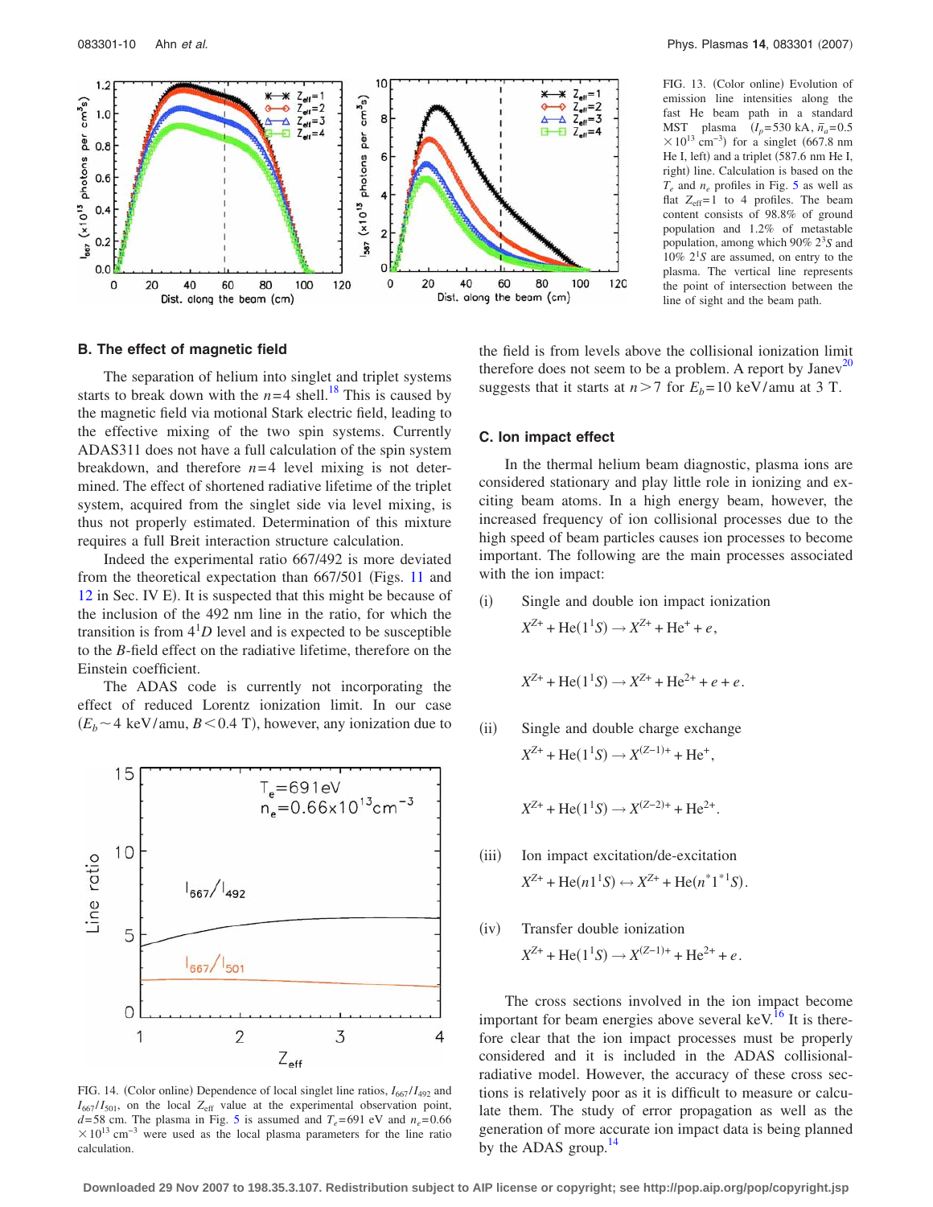FIG. 13. (Color online) Evolution of emission line intensities along the fast He beam path in a standard MST plasma ($I_p$=530 kA, $\bar{n}_a$=0.5 $\times 10^{13}$ cm$^{-3}$) for a singlet (667.8 nm He I, left) and a triplet (587.6 nm He I, right) line. Calculation is based on the $T_e$ and $n_e$ profiles in Fig. 5 as well as flat $Z_{\text{eff}}$=1 to 4 profiles. The beam content consists of 98.8% of ground population and 1.2% of metastable population, among which 90% $2^3S$ and 10% $2^1S$ are assumed, on entry to the plasma. The vertical line represents the point of intersection between the line of sight and the beam path.

### B. The effect of magnetic field

The separation of helium into singlet and triplet systems starts to break down with the $n$=4 shell.[18] This is caused by the magnetic field via motional Stark electric field, leading to the effective mixing of the two spin systems. Currently ADAS311 does not have a full calculation of the spin system breakdown, and therefore $n$=4 level mixing is not determined. The effect of shortened radiative lifetime of the triplet system, acquired from the singlet side via level mixing, is thus not properly estimated. Determination of this mixture requires a full Breit interaction structure calculation.

Indeed the experimental ratio 667/492 is more deviated from the theoretical expectation than 667/501 (Figs. 11 and 12 in Sec. IV E). It is suspected that this might be because of the inclusion of the 492 nm line in the ratio, for which the transition is from $4^1D$ level and is expected to be susceptible to the $B$-field effect on the radiative lifetime, therefore on the Einstein coefficient.

The ADAS code is currently not incorporating the effect of reduced Lorentz ionization limit. In our case ($E_b \sim 4$ keV/amu, $B<0.4$ T), however, any ionization due to the field is from levels above the collisional ionization limit therefore does not seem to be a problem. A report by Janev[20] suggests that it starts at $n>7$ for $E_b$=10 keV/amu at 3 T.

FIG. 14. (Color online) Dependence of local singlet line ratios, $I_{667}/I_{492}$ and $I_{667}/I_{501}$, on the local $Z_{\text{eff}}$ value at the experimental observation point, $d$=58 cm. The plasma in Fig. 5 is assumed and $T_e$=691 eV and $n_e$=0.66 $\times 10^{13}$ cm$^{-3}$ were used as the local plasma parameters for the line ratio calculation.

### C. Ion impact effect

In the thermal helium beam diagnostic, plasma ions are considered stationary and play little role in ionizing and exciting beam atoms. In a high energy beam, however, the increased frequency of ion collisional processes due to the high speed of beam particles causes ion processes to become important. The following are the main processes associated with the ion impact:

(i) Single and double ion impact ionization

$$X^{Z+} + \text{He}(1^1S) \rightarrow X^{Z+} + \text{He}^{+} + e,$$

$$X^{Z+} + \text{He}(1^1S) \rightarrow X^{Z+} + \text{He}^{2+} + e + e.$$

(ii) Single and double charge exchange

$$X^{Z+} + \text{He}(1^1S) \rightarrow X^{(Z-1)+} + \text{He}^{+},$$

$$X^{Z+} + \text{He}(1^1S) \rightarrow X^{(Z-2)+} + \text{He}^{2+}.$$

(iii) Ion impact excitation/de-excitation

$$X^{Z+} + \text{He}(n1^1S) \leftrightarrow X^{Z+} + \text{He}(n^*1^{*1}S).$$

(iv) Transfer double ionization

$$X^{Z+} + \text{He}(1^1S) \rightarrow X^{(Z-1)+} + \text{He}^{2+} + e.$$

The cross sections involved in the ion impact become important for beam energies above several keV.[16] It is therefore clear that the ion impact processes must be properly considered and it is included in the ADAS collisional-radiative model. However, the accuracy of these cross sections is relatively poor as it is difficult to measure or calculate them. The study of error propagation as well as the generation of more accurate ion impact data is being planned by the ADAS group.[14]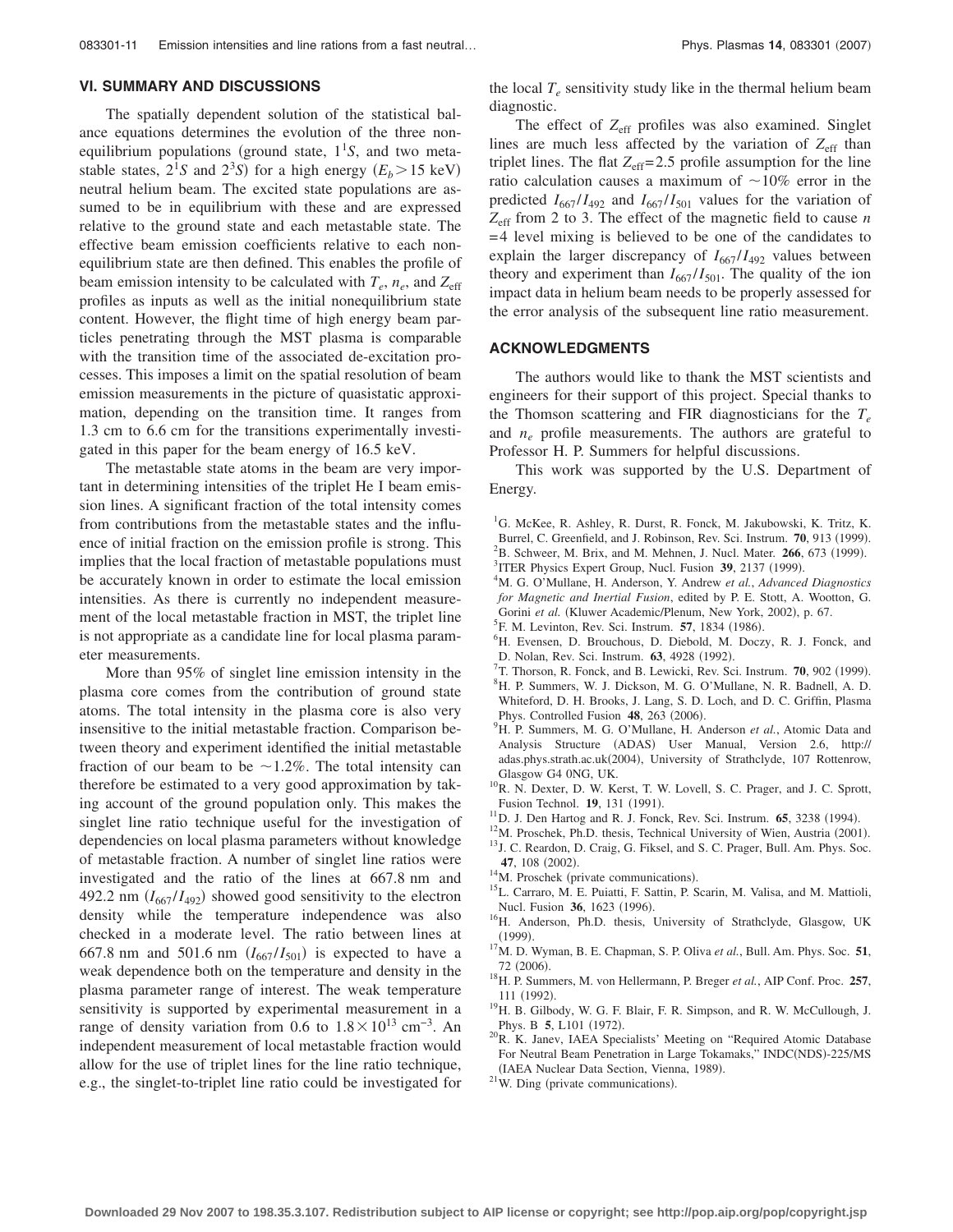## VI. SUMMARY AND DISCUSSIONS

The spatially dependent solution of the statistical balance equations determines the evolution of the three nonequilibrium populations (ground state, $1^1S$, and two metastable states, $2^1S$ and $2^3S$) for a high energy ($E_b > 15$ keV) neutral helium beam. The excited state populations are assumed to be in equilibrium with these and are expressed relative to the ground state and each metastable state. The effective beam emission coefficients relative to each nonequilibrium state are then defined. This enables the profile of beam emission intensity to be calculated with $T_e$, $n_e$, and $Z_{\text{eff}}$ profiles as inputs as well as the initial nonequilibrium state content. However, the flight time of high energy beam particles penetrating through the MST plasma is comparable with the transition time of the associated de-excitation processes. This imposes a limit on the spatial resolution of beam emission measurements in the picture of quasistatic approximation, depending on the transition time. It ranges from 1.3 cm to 6.6 cm for the transitions experimentally investigated in this paper for the beam energy of 16.5 keV.

The metastable state atoms in the beam are very important in determining intensities of the triplet He I beam emission lines. A significant fraction of the total intensity comes from contributions from the metastable states and the influence of initial fraction on the emission profile is strong. This implies that the local fraction of metastable populations must be accurately known in order to estimate the local emission intensities. As there is currently no independent measurement of the local metastable fraction in MST, the triplet line is not appropriate as a candidate line for local plasma parameter measurements.

More than 95% of singlet line emission intensity in the plasma core comes from the contribution of ground state atoms. The total intensity in the plasma core is also very insensitive to the initial metastable fraction. Comparison between theory and experiment identified the initial metastable fraction of our beam to be ~1.2%. The total intensity can therefore be estimated to a very good approximation by taking account of the ground population only. This makes the singlet line ratio technique useful for the investigation of dependencies on local plasma parameters without knowledge of metastable fraction. A number of singlet line ratios were investigated and the ratio of the lines at 667.8 nm and 492.2 nm ($I_{667}/I_{492}$) showed good sensitivity to the electron density while the temperature independence was also checked in a moderate level. The ratio between lines at 667.8 nm and 501.6 nm ($I_{667}/I_{501}$) is expected to have a weak dependence both on the temperature and density in the plasma parameter range of interest. The weak temperature sensitivity is supported by experimental measurement in a range of density variation from 0.6 to $1.8 \times 10^{13}$ cm$^{-3}$. An independent measurement of local metastable fraction would allow for the use of triplet lines for the line ratio technique, e.g., the singlet-to-triplet line ratio could be investigated for the local $T_e$ sensitivity study like in the thermal helium beam diagnostic.

The effect of $Z_{\text{eff}}$ profiles was also examined. Singlet lines are much less affected by the variation of $Z_{\text{eff}}$ than triplet lines. The flat $Z_{\text{eff}}=2.5$ profile assumption for the line ratio calculation causes a maximum of ~10% error in the predicted $I_{667}/I_{492}$ and $I_{667}/I_{501}$ values for the variation of $Z_{\text{eff}}$ from 2 to 3. The effect of the magnetic field to cause $n=4$ level mixing is believed to be one of the candidates to explain the larger discrepancy of $I_{667}/I_{492}$ values between theory and experiment than $I_{667}/I_{501}$. The quality of the ion impact data in helium beam needs to be properly assessed for the error analysis of the subsequent line ratio measurement.

## ACKNOWLEDGMENTS

The authors would like to thank the MST scientists and engineers for their support of this project. Special thanks to the Thomson scattering and FIR diagnosticians for the $T_e$ and $n_e$ profile measurements. The authors are grateful to Professor H. P. Summers for helpful discussions.

This work was supported by the U.S. Department of Energy.

[1] G. McKee, R. Ashley, R. Durst, R. Fonck, M. Jakubowski, K. Tritz, K. Burrel, C. Greenfield, and J. Robinson, Rev. Sci. Instrum. **70**, 913 (1999).
[2] B. Schweer, M. Brix, and M. Mehnen, J. Nucl. Mater. **266**, 673 (1999).
[3] ITER Physics Expert Group, Nucl. Fusion **39**, 2137 (1999).
[4] M. G. O'Mullane, H. Anderson, Y. Andrew *et al.*, *Advanced Diagnostics for Magnetic and Inertial Fusion*, edited by P. E. Stott, A. Wootton, G. Gorini *et al.* (Kluwer Academic/Plenum, New York, 2002), p. 67.
[5] F. M. Levinton, Rev. Sci. Instrum. **57**, 1834 (1986).
[6] H. Evensen, D. Brouchous, D. Diebold, M. Doczy, R. J. Fonck, and D. Nolan, Rev. Sci. Instrum. **63**, 4928 (1992).
[7] T. Thorson, R. Fonck, and B. Lewicki, Rev. Sci. Instrum. **70**, 902 (1999).
[8] H. P. Summers, W. J. Dickson, M. G. O'Mullane, N. R. Badnell, A. D. Whiteford, D. H. Brooks, J. Lang, S. D. Loch, and D. C. Griffin, Plasma Phys. Controlled Fusion **48**, 263 (2006).
[9] H. P. Summers, M. G. O'Mullane, H. Anderson *et al.*, Atomic Data and Analysis Structure (ADAS) User Manual, Version 2.6, http://adas.phys.strath.ac.uk(2004), University of Strathclyde, 107 Rottenrow, Glasgow G4 0NG, UK.
[10] R. N. Dexter, D. W. Kerst, T. W. Lovell, S. C. Prager, and J. C. Sprott, Fusion Technol. **19**, 131 (1991).
[11] D. J. Den Hartog and R. J. Fonck, Rev. Sci. Instrum. **65**, 3238 (1994).
[12] M. Proschek, Ph.D. thesis, Technical University of Wien, Austria (2001).
[13] J. C. Reardon, D. Craig, G. Fiksel, and S. C. Prager, Bull. Am. Phys. Soc. **47**, 108 (2002).
[14] M. Proschek (private communications).
[15] L. Carraro, M. E. Puiatti, F. Sattin, P. Scarin, M. Valisa, and M. Mattioli, Nucl. Fusion **36**, 1623 (1996).
[16] H. Anderson, Ph.D. thesis, University of Strathclyde, Glasgow, UK (1999).
[17] M. D. Wyman, B. E. Chapman, S. P. Oliva *et al.*, Bull. Am. Phys. Soc. **51**, 72 (2006).
[18] H. P. Summers, M. von Hellermann, P. Breger *et al.*, AIP Conf. Proc. **257**, 111 (1992).
[19] H. B. Gilbody, W. G. F. Blair, F. R. Simpson, and R. W. McCullough, J. Phys. B **5**, L101 (1972).
[20] R. K. Janev, IAEA Specialists' Meeting on "Required Atomic Database For Neutral Beam Penetration in Large Tokamaks," INDC(NDS)-225/MS (IAEA Nuclear Data Section, Vienna, 1989).
[21] W. Ding (private communications).